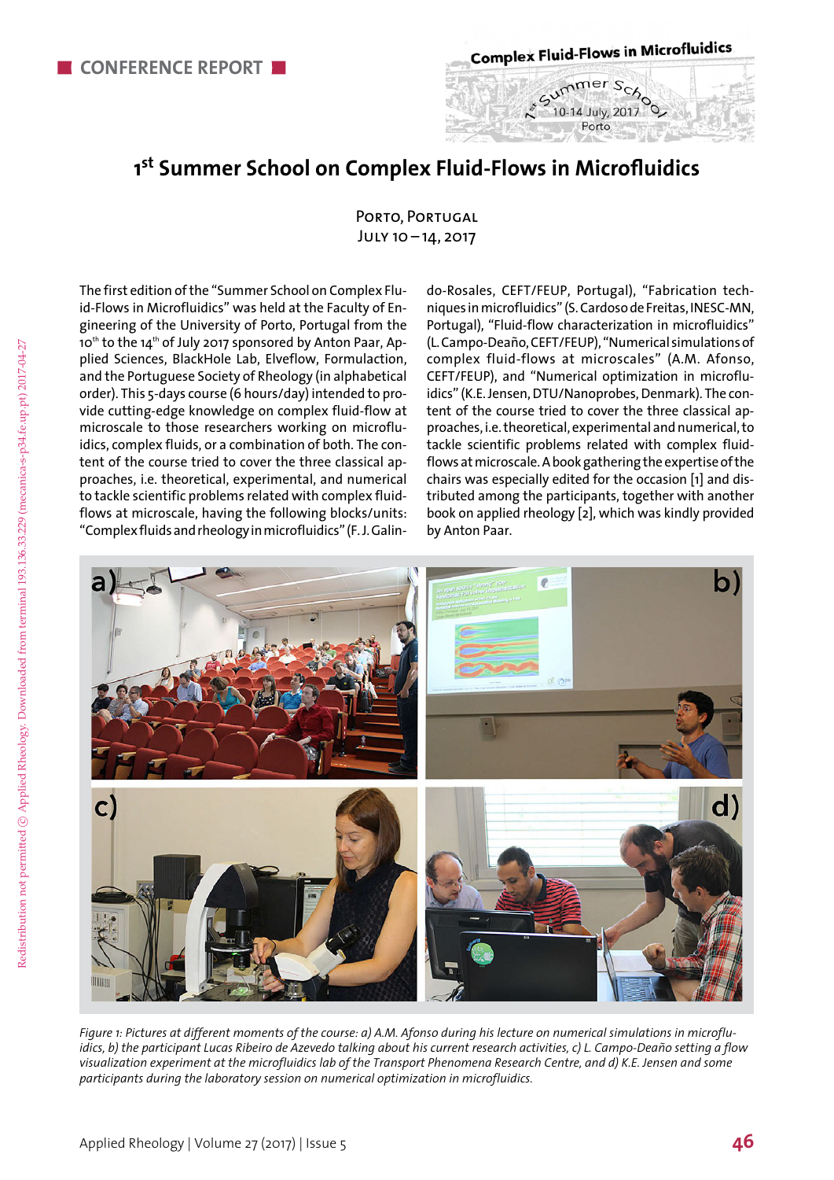CONFERENCE REPORT

# 1st Summer School on Complex Fluid-Flows in Microfluidics

Porto, Portugal
July 10 – 14, 2017

The first edition of the "Summer School on Complex Fluid-Flows in Microfluidics" was held at the Faculty of Engineering of the University of Porto, Portugal from the $10^{th}$ to the $14^{th}$ of July 2017 sponsored by Anton Paar, Applied Sciences, BlackHole Lab, Elveflow, Formulaction, and the Portuguese Society of Rheology (in alphabetical order). This 5-days course (6 hours/day) intended to provide cutting-edge knowledge on complex fluid-flow at microscale to those researchers working on microfluidics, complex fluids, or a combination of both. The content of the course tried to cover the three classical approaches, i.e. theoretical, experimental, and numerical to tackle scientific problems related with complex fluid-flows at microscale, having the following blocks/units: "Complex fluids and rheology in microfluidics" (F. J. Galindo-Rosales, CEFT/FEUP, Portugal), "Fabrication techniques in microfluidics" (S. Cardoso de Freitas, INESC-MN, Portugal), "Fluid-flow characterization in microfluidics" (L. Campo-Deaño, CEFT/FEUP), "Numerical simulations of complex fluid-flows at microscales" (A.M. Afonso, CEFT/FEUP), and "Numerical optimization in microfluidics" (K.E. Jensen, DTU/Nanoprobes, Denmark). The content of the course tried to cover the three classical approaches, i.e. theoretical, experimental and numerical, to tackle scientific problems related with complex fluid-flows at microscale. A book gathering the expertise of the chairs was especially edited for the occasion [1] and distributed among the participants, together with another book on applied rheology [2], which was kindly provided by Anton Paar.

*Figure 1: Pictures at different moments of the course: a) A.M. Afonso during his lecture on numerical simulations in microfluidics, b) the participant Lucas Ribeiro de Azevedo talking about his current research activities, c) L. Campo-Deaño setting a flow visualization experiment at the microfluidics lab of the Transport Phenomena Research Centre, and d) K.E. Jensen and some participants during the laboratory session on numerical optimization in microfluidics.*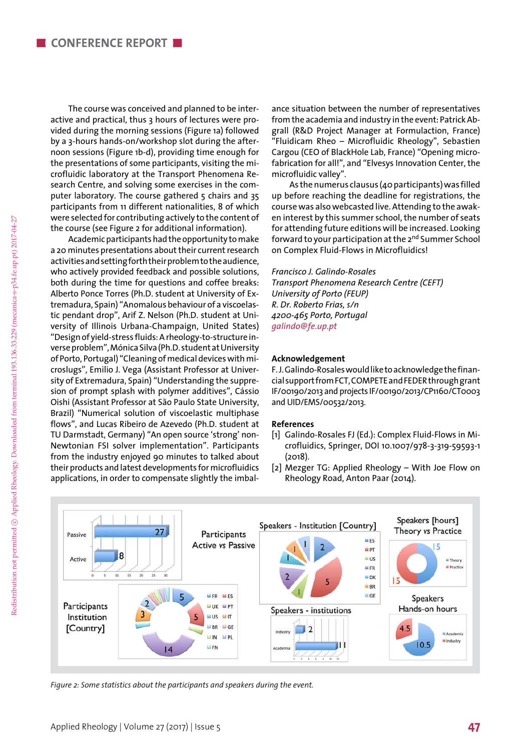The course was conceived and planned to be interactive and practical, thus 3 hours of lectures were provided during the morning sessions (Figure 1a) followed by a 3-hours hands-on/workshop slot during the afternoon sessions (Figure 1b-d), providing time enough for the presentations of some participants, visiting the microfluidic laboratory at the Transport Phenomena Research Centre, and solving some exercises in the computer laboratory. The course gathered 5 chairs and 35 participants from 11 different nationalities, 8 of which were selected for contributing actively to the content of the course (see Figure 2 for additional information).

Academic participants had the opportunity to make a 20 minutes presentations about their current research activities and setting forth their problem to the audience, who actively provided feedback and possible solutions, both during the time for questions and coffee breaks: Alberto Ponce Torres (Ph.D. student at University of Extremadura, Spain) "Anomalous behaviour of a viscoelastic pendant drop", Arif Z. Nelson (Ph.D. student at University of Illinois Urbana-Champaign, United States) "Design of yield-stress fluids: A rheology-to-structure inverse problem", Mónica Silva (Ph.D. student at University of Porto, Portugal) "Cleaning of medical devices with microslugs", Emilio J. Vega (Assistant Professor at University of Extremadura, Spain) "Understanding the suppression of prompt splash with polymer additives", Cássio Oishi (Assistant Professor at São Paulo State University, Brazil) "Numerical solution of viscoelastic multiphase flows", and Lucas Ribeiro de Azevedo (Ph.D. student at TU Darmstadt, Germany) "An open source 'strong' non-Newtonian FSI solver implementation". Participants from the industry enjoyed 90 minutes to talked about their products and latest developments for microfluidics applications, in order to compensate slightly the imbalance situation between the number of representatives from the academia and industry in the event: Patrick Abgrall (R&D Project Manager at Formulaction, France) "Fluidicam Rheo – Microfluidic Rheology", Sebastien Cargou (CEO of BlackHole Lab, France) "Opening microfabrication for all!", and "Elvesys Innovation Center, the microfluidic valley".

As the numerus clausus (40 participants) was filled up before reaching the deadline for registrations, the course was also webcasted live. Attending to the awaken interest by this summer school, the number of seats for attending future editions will be increased. Looking forward to your participation at the 2nd Summer School on Complex Fluid-Flows in Microfluidics!

*Francisco J. Galindo-Rosales*
*Transport Phenomena Research Centre (CEFT)*
*University of Porto (FEUP)*
*R. Dr. Roberto Frias, s/n*
*4200-465 Porto, Portugal*
*galindo@fe.up.pt*

## Acknowledgement

F. J. Galindo-Rosales would like to acknowledge the financial support from FCT, COMPETE and FEDER through grant IF/00190/2013 and projects IF/00190/2013/CP1160/CT0003 and UID/EMS/00532/2013.

## References

[1] Galindo-Rosales FJ (Ed.): Complex Fluid-Flows in Microfluidics, Springer, DOI 10.1007/978-3-319-59593-1 (2018).

[2] Mezger TG: Applied Rheology – With Joe Flow on Rheology Road, Anton Paar (2014).

Participants
Active vs Passive
Passive 27
Active 8
0 5 10 15 20 25 30

Participants Institution [Country]
14 3 2 5 5
FR ES UK PT US IT BR GE IN PL FN

Speakers - Institution [Country]
1 1 2 2 5 1
ES PT US FR DK BR GE

Speakers - institutions
Industry 2
Academia 11

Speakers [hours] Theory vs Practice
15 15
Theory Practice

Speakers Hands-on hours
4.5 10.5
Academia Industry

*Figure 2: Some statistics about the participants and speakers during the event.*